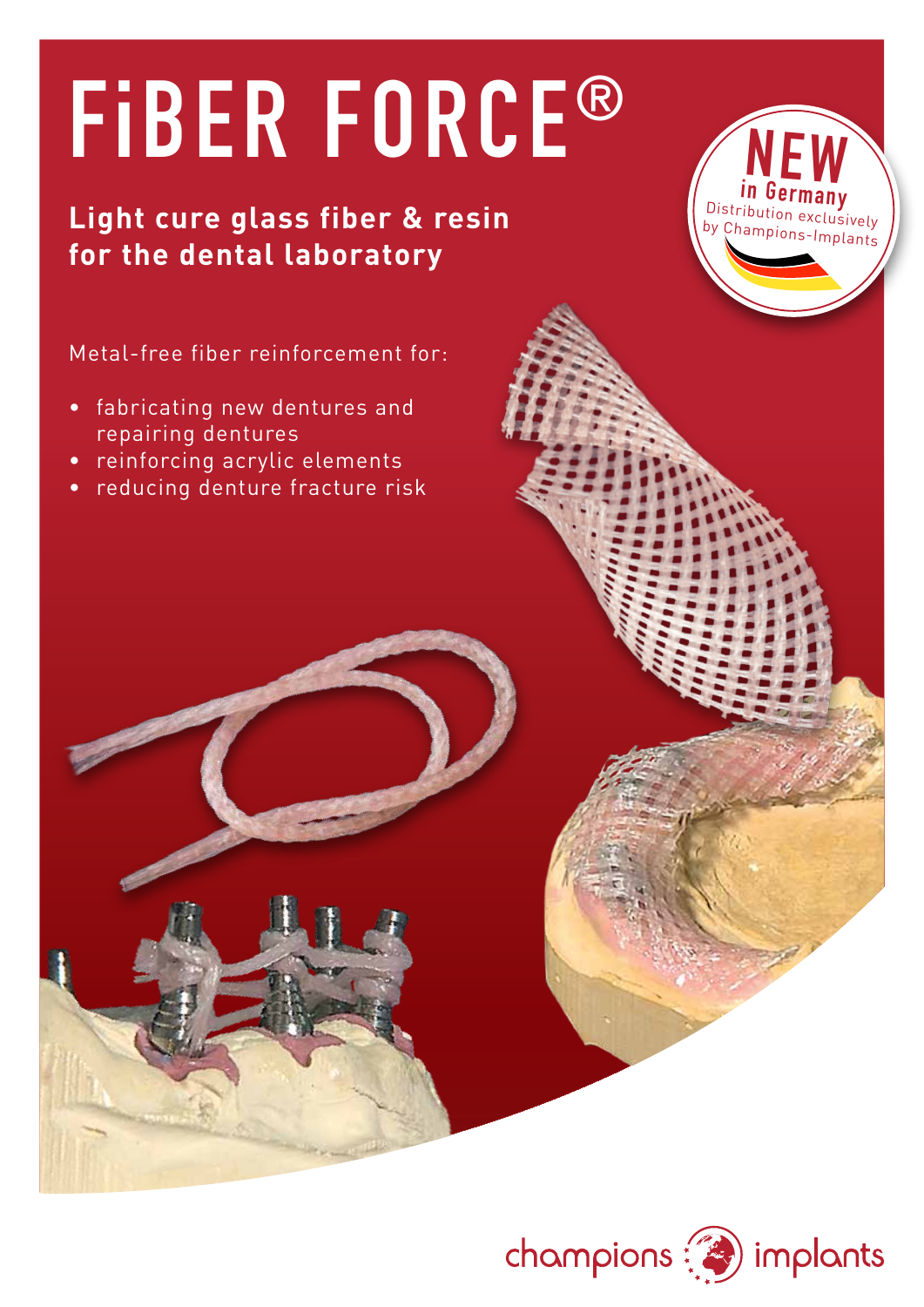# FiBER FORCE®

## Light cure glass fiber & resin for the dental laboratory

**NEW in Germany**
Distribution exclusively by Champions-Implants

Metal-free fiber reinforcement for:

- fabricating new dentures and repairing dentures
- reinforcing acrylic elements
- reducing denture fracture risk

champions implants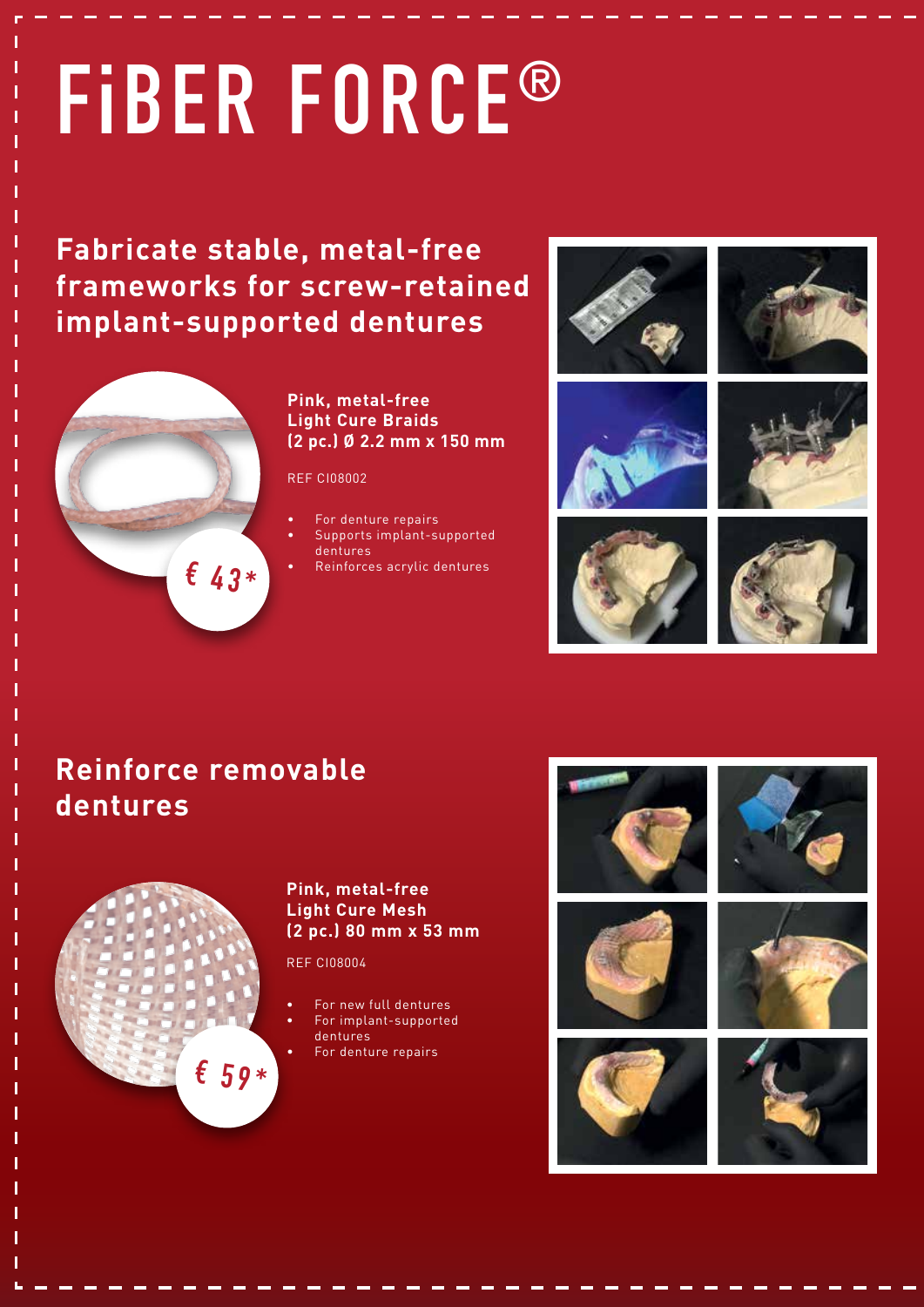# FiBER FORCE®

## Fabricate stable, metal-free frameworks for screw-retained implant-supported dentures

€ 43*

**Pink, metal-free Light Cure Braids (2 pc.) Ø 2.2 mm x 150 mm**

REF CI08002

- For denture repairs
- Supports implant-supported dentures
- Reinforces acrylic dentures

## Reinforce removable dentures

€ 59*

**Pink, metal-free Light Cure Mesh (2 pc.) 80 mm x 53 mm**

REF CI08004

- For new full dentures
- For implant-supported dentures
- For denture repairs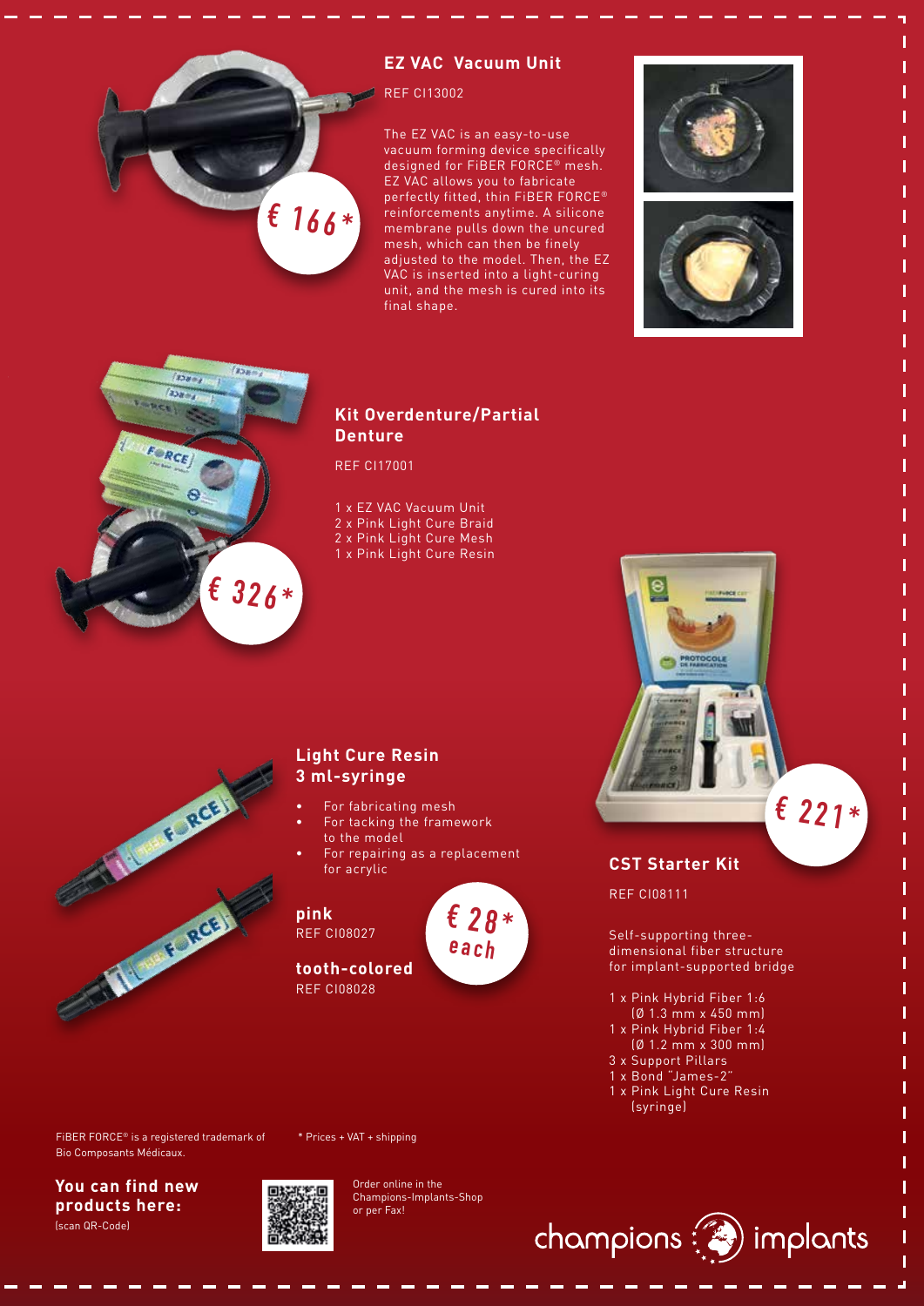## EZ VAC Vacuum Unit

REF CI13002

€ 166*

The EZ VAC is an easy-to-use vacuum forming device specifically designed for FiBER FORCE® mesh. EZ VAC allows you to fabricate perfectly fitted, thin FiBER FORCE® reinforcements anytime. A silicone membrane pulls down the uncured mesh, which can then be finely adjusted to the model. Then, the EZ VAC is inserted into a light-curing unit, and the mesh is cured into its final shape.

## Kit Overdenture/Partial Denture

REF CI17001

€ 326*

1 x EZ VAC Vacuum Unit
2 x Pink Light Cure Braid
2 x Pink Light Cure Mesh
1 x Pink Light Cure Resin

## Light Cure Resin 3 ml-syringe

- For fabricating mesh
- For tacking the framework to the model
- For repairing as a replacement for acrylic

**pink**
REF CI08027

**tooth-colored**
REF CI08028

€ 28* each

## CST Starter Kit

REF CI08111

€ 221*

Self-supporting three-dimensional fiber structure for implant-supported bridge

1 x Pink Hybrid Fiber 1:6 (Ø 1.3 mm x 450 mm)
1 x Pink Hybrid Fiber 1:4 (Ø 1.2 mm x 300 mm)
3 x Support Pillars
1 x Bond "James-2"
1 x Pink Light Cure Resin (syringe)

FiBER FORCE® is a registered trademark of Bio Composants Médicaux.

\* Prices + VAT + shipping

**You can find new products here:**
(scan QR-Code)

Order online in the Champions-Implants-Shop or per Fax!

champions implants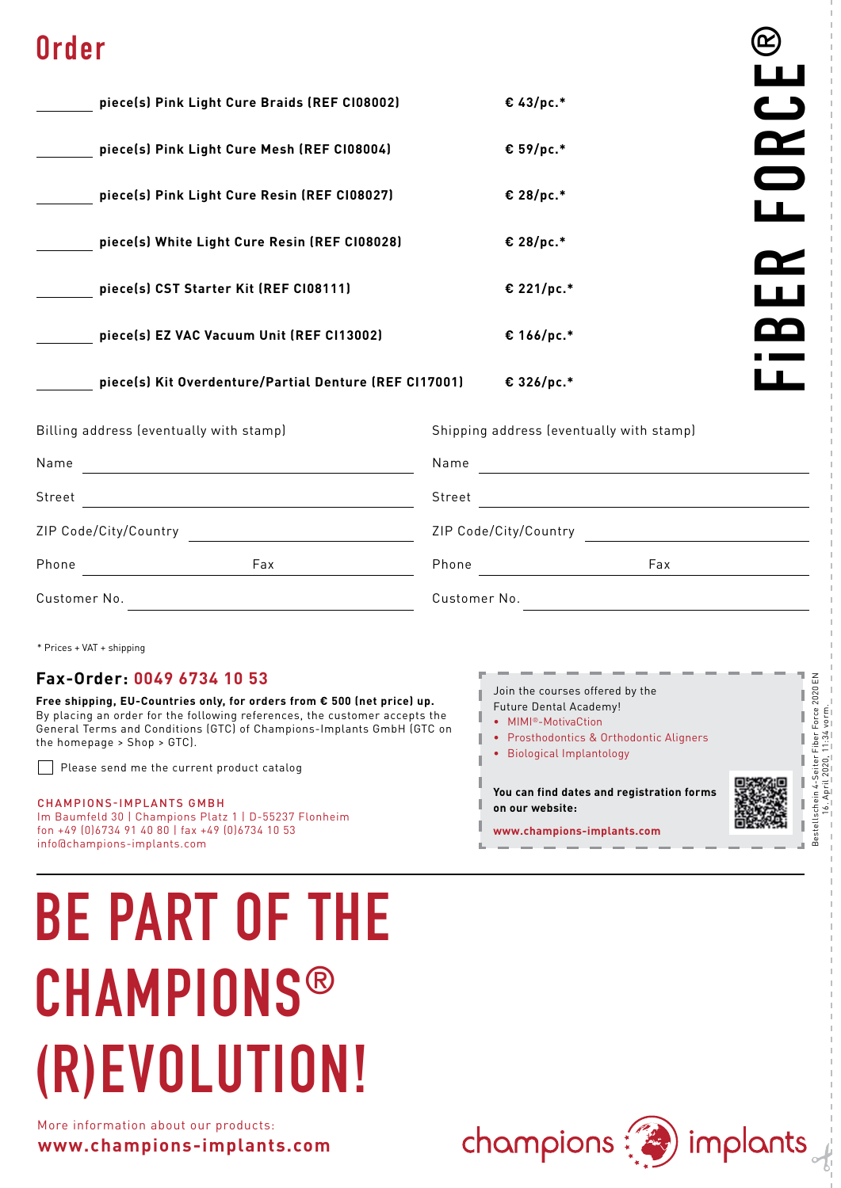# Order

| | | |
|---|---|---|
| ______ | piece(s) Pink Light Cure Braids (REF CI08002) | € 43/pc.* |
| ______ | piece(s) Pink Light Cure Mesh (REF CI08004) | € 59/pc.* |
| ______ | piece(s) Pink Light Cure Resin (REF CI08027) | € 28/pc.* |
| ______ | piece(s) White Light Cure Resin (REF CI08028) | € 28/pc.* |
| ______ | piece(s) CST Starter Kit (REF CI08111) | € 221/pc.* |
| ______ | piece(s) EZ VAC Vacuum Unit (REF CI13002) | € 166/pc.* |
| ______ | piece(s) Kit Overdenture/Partial Denture (REF CI17001) | € 326/pc.* |

FiBER FORCE®

**Billing address (eventually with stamp)**

Name ______________________

Street ______________________

ZIP Code/City/Country ______________________

Phone ____________ Fax ____________

Customer No. ______________________

**Shipping address (eventually with stamp)**

Name ______________________

Street ______________________

ZIP Code/City/Country ______________________

Phone ____________ Fax ____________

Customer No. ______________________

* Prices + VAT + shipping

## Fax-Order: 0049 6734 10 53

**Free shipping, EU-Countries only, for orders from € 500 (net price) up.**
By placing an order for the following references, the customer accepts the General Terms and Conditions (GTC) of Champions-Implants GmbH (GTC on the homepage > Shop > GTC).

☐ Please send me the current product catalog

CHAMPIONS-IMPLANTS GMBH
Im Baumfeld 30 | Champions Platz 1 | D-55237 Flonheim
fon +49 (0)6734 91 40 80 | fax +49 (0)6734 10 53
info@champions-implants.com

Join the courses offered by the Future Dental Academy!

- MIMI®-MotivaCtion
- Prosthodontics & Orthodontic Aligners
- Biological Implantology

**You can find dates and registration forms on our website:**

www.champions-implants.com

Bestellschein 4-Seiter Fiber Force 2020 EN
16. April 2020, 11:34 vorm.

# BE PART OF THE CHAMPIONS® (R)EVOLUTION!

More information about our products:
**www.champions-implants.com**

champions implants